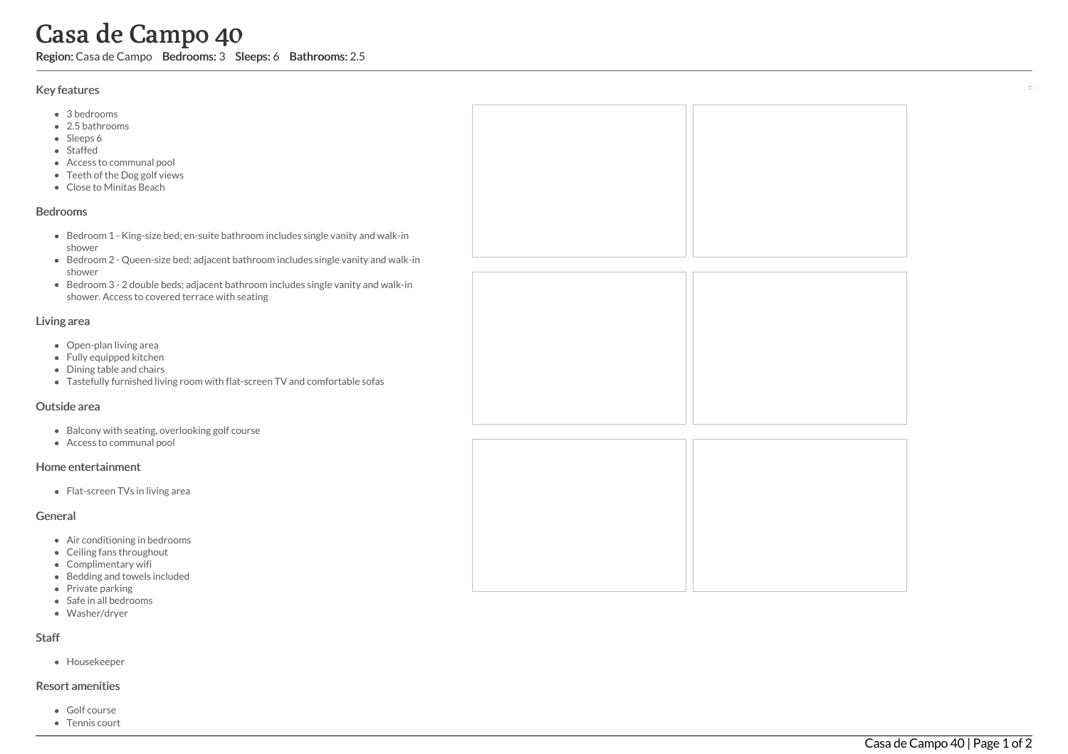# Casa de Campo 40

**Region:** Casa de Campo **Bedrooms:** 3 **Sleeps:** 6 **Bathrooms:** 2.5

## Key features

- 3 bedrooms
- 2.5 bathrooms
- Sleeps 6
- Staffed
- Access to communal pool
- Teeth of the Dog golf views
- Close to Minitas Beach

## Bedrooms

- Bedroom 1 - King-size bed; en-suite bathroom includes single vanity and walk-in shower
- Bedroom 2 - Queen-size bed; adjacent bathroom includes single vanity and walk-in shower
- Bedroom 3 - 2 double beds; adjacent bathroom includes single vanity and walk-in shower. Access to covered terrace with seating

## Living area

- Open-plan living area
- Fully equipped kitchen
- Dining table and chairs
- Tastefully furnished living room with flat-screen TV and comfortable sofas

## Outside area

- Balcony with seating, overlooking golf course
- Access to communal pool

## Home entertainment

- Flat-screen TVs in living area

## General

- Air conditioning in bedrooms
- Ceiling fans throughout
- Complimentary wifi
- Bedding and towels included
- Private parking
- Safe in all bedrooms
- Washer/dryer

## Staff

- Housekeeper

## Resort amenities

- Golf course
- Tennis court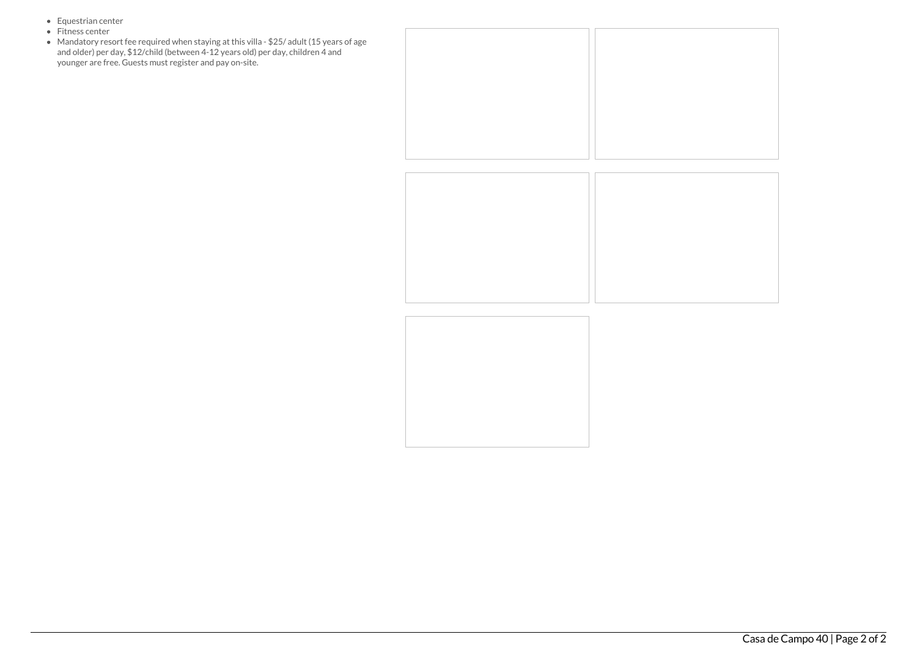- Equestrian center
- Fitness center
- Mandatory resort fee required when staying at this villa - $25/ adult (15 years of age and older) per day, $12/child (between 4-12 years old) per day, children 4 and younger are free. Guests must register and pay on-site.